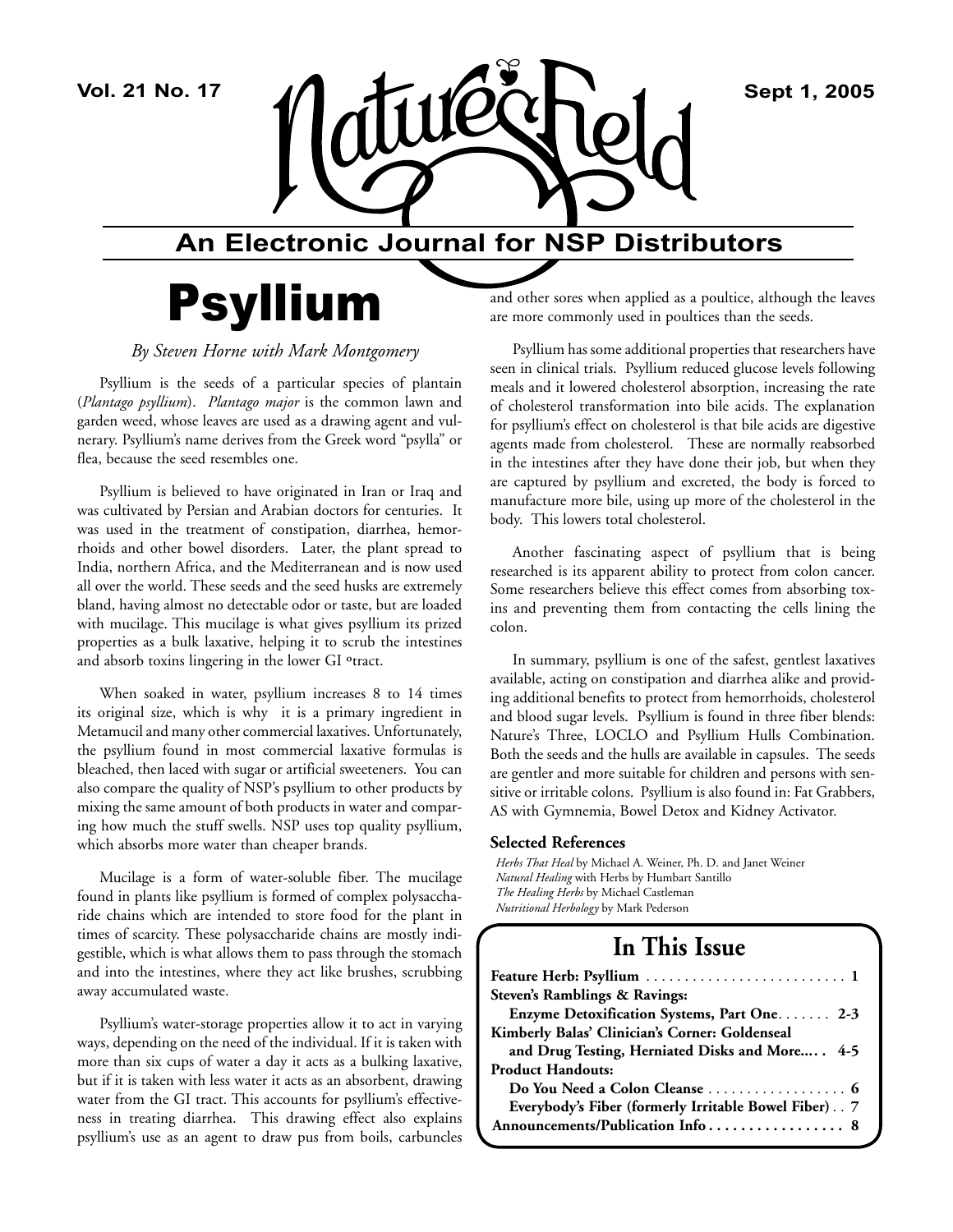Vol. 21 No. 17 — Sept 1, 2005

# Nature's Field

## An Electronic Journal for NSP Distributors

# Psyllium

*By Steven Horne with Mark Montgomery*

Psyllium is the seeds of a particular species of plantain (*Plantago psyllium*). *Plantago major* is the common lawn and garden weed, whose leaves are used as a drawing agent and vulnerary. Psyllium's name derives from the Greek word "psylla" or flea, because the seed resembles one.

Psyllium is believed to have originated in Iran or Iraq and was cultivated by Persian and Arabian doctors for centuries. It was used in the treatment of constipation, diarrhea, hemorrhoids and other bowel disorders. Later, the plant spread to India, northern Africa, and the Mediterranean and is now used all over the world. These seeds and the seed husks are extremely bland, having almost no detectable odor or taste, but are loaded with mucilage. This mucilage is what gives psyllium its prized properties as a bulk laxative, helping it to scrub the intestines and absorb toxins lingering in the lower GI tract.

When soaked in water, psyllium increases 8 to 14 times its original size, which is why it is a primary ingredient in Metamucil and many other commercial laxatives. Unfortunately, the psyllium found in most commercial laxative formulas is bleached, then laced with sugar or artificial sweeteners. You can also compare the quality of NSP's psyllium to other products by mixing the same amount of both products in water and comparing how much the stuff swells. NSP uses top quality psyllium, which absorbs more water than cheaper brands.

Mucilage is a form of water-soluble fiber. The mucilage found in plants like psyllium is formed of complex polysaccharide chains which are intended to store food for the plant in times of scarcity. These polysaccharide chains are mostly indigestible, which is what allows them to pass through the stomach and into the intestines, where they act like brushes, scrubbing away accumulated waste.

Psyllium's water-storage properties allow it to act in varying ways, depending on the need of the individual. If it is taken with more than six cups of water a day it acts as a bulking laxative, but if it is taken with less water it acts as an absorbent, drawing water from the GI tract. This accounts for psyllium's effectiveness in treating diarrhea. This drawing effect also explains psyllium's use as an agent to draw pus from boils, carbuncles and other sores when applied as a poultice, although the leaves are more commonly used in poultices than the seeds.

Psyllium has some additional properties that researchers have seen in clinical trials. Psyllium reduced glucose levels following meals and it lowered cholesterol absorption, increasing the rate of cholesterol transformation into bile acids. The explanation for psyllium's effect on cholesterol is that bile acids are digestive agents made from cholesterol. These are normally reabsorbed in the intestines after they have done their job, but when they are captured by psyllium and excreted, the body is forced to manufacture more bile, using up more of the cholesterol in the body. This lowers total cholesterol.

Another fascinating aspect of psyllium that is being researched is its apparent ability to protect from colon cancer. Some researchers believe this effect comes from absorbing toxins and preventing them from contacting the cells lining the colon.

In summary, psyllium is one of the safest, gentlest laxatives available, acting on constipation and diarrhea alike and providing additional benefits to protect from hemorrhoids, cholesterol and blood sugar levels. Psyllium is found in three fiber blends: Nature's Three, LOCLO and Psyllium Hulls Combination. Both the seeds and the hulls are available in capsules. The seeds are gentler and more suitable for children and persons with sensitive or irritable colons. Psyllium is also found in: Fat Grabbers, AS with Gymnemia, Bowel Detox and Kidney Activator.

### Selected References

*Herbs That Heal* by Michael A. Weiner, Ph. D. and Janet Weiner
*Natural Healing* with Herbs by Humbart Santillo
*The Healing Herbs* by Michael Castleman
*Nutritional Herbology* by Mark Pederson

## In This Issue

**Feature Herb: Psyllium** .......... **1**
**Steven's Ramblings & Ravings:**
**Enzyme Detoxification Systems, Part One** .......... **2-3**
**Kimberly Balas' Clinician's Corner: Goldenseal and Drug Testing, Herniated Disks and More....** **4-5**
**Product Handouts:**
**Do You Need a Colon Cleanse** .......... **6**
**Everybody's Fiber (formerly Irritable Bowel Fiber)** .. **7**
**Announcements/Publication Info** .......... **8**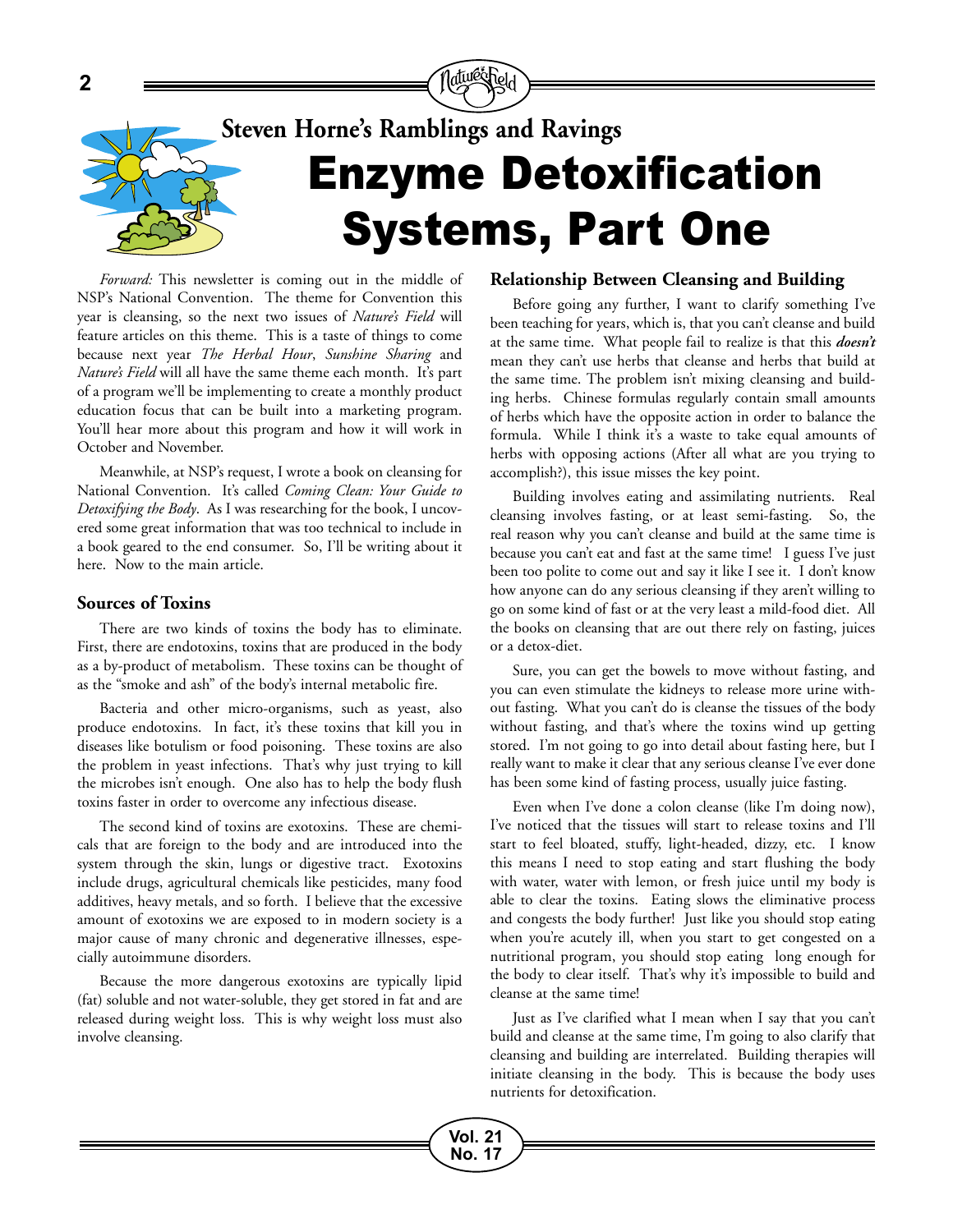### Steven Horne's Ramblings and Ravings

# Enzyme Detoxification Systems, Part One

*Forward:* This newsletter is coming out in the middle of NSP's National Convention. The theme for Convention this year is cleansing, so the next two issues of *Nature's Field* will feature articles on this theme. This is a taste of things to come because next year *The Herbal Hour*, *Sunshine Sharing* and *Nature's Field* will all have the same theme each month. It's part of a program we'll be implementing to create a monthly product education focus that can be built into a marketing program. You'll hear more about this program and how it will work in October and November.

Meanwhile, at NSP's request, I wrote a book on cleansing for National Convention. It's called *Coming Clean: Your Guide to Detoxifying the Body*. As I was researching for the book, I uncovered some great information that was too technical to include in a book geared to the end consumer. So, I'll be writing about it here. Now to the main article.

## Sources of Toxins

There are two kinds of toxins the body has to eliminate. First, there are endotoxins, toxins that are produced in the body as a by-product of metabolism. These toxins can be thought of as the "smoke and ash" of the body's internal metabolic fire.

Bacteria and other micro-organisms, such as yeast, also produce endotoxins. In fact, it's these toxins that kill you in diseases like botulism or food poisoning. These toxins are also the problem in yeast infections. That's why just trying to kill the microbes isn't enough. One also has to help the body flush toxins faster in order to overcome any infectious disease.

The second kind of toxins are exotoxins. These are chemicals that are foreign to the body and are introduced into the system through the skin, lungs or digestive tract. Exotoxins include drugs, agricultural chemicals like pesticides, many food additives, heavy metals, and so forth. I believe that the excessive amount of exotoxins we are exposed to in modern society is a major cause of many chronic and degenerative illnesses, especially autoimmune disorders.

Because the more dangerous exotoxins are typically lipid (fat) soluble and not water-soluble, they get stored in fat and are released during weight loss. This is why weight loss must also involve cleansing.

## Relationship Between Cleansing and Building

Before going any further, I want to clarify something I've been teaching for years, which is, that you can't cleanse and build at the same time. What people fail to realize is that this ***doesn't*** mean they can't use herbs that cleanse and herbs that build at the same time. The problem isn't mixing cleansing and building herbs. Chinese formulas regularly contain small amounts of herbs which have the opposite action in order to balance the formula. While I think it's a waste to take equal amounts of herbs with opposing actions (After all what are you trying to accomplish?), this issue misses the key point.

Building involves eating and assimilating nutrients. Real cleansing involves fasting, or at least semi-fasting. So, the real reason why you can't cleanse and build at the same time is because you can't eat and fast at the same time! I guess I've just been too polite to come out and say it like I see it. I don't know how anyone can do any serious cleansing if they aren't willing to go on some kind of fast or at the very least a mild-food diet. All the books on cleansing that are out there rely on fasting, juices or a detox-diet.

Sure, you can get the bowels to move without fasting, and you can even stimulate the kidneys to release more urine without fasting. What you can't do is cleanse the tissues of the body without fasting, and that's where the toxins wind up getting stored. I'm not going to go into detail about fasting here, but I really want to make it clear that any serious cleanse I've ever done has been some kind of fasting process, usually juice fasting.

Even when I've done a colon cleanse (like I'm doing now), I've noticed that the tissues will start to release toxins and I'll start to feel bloated, stuffy, light-headed, dizzy, etc. I know this means I need to stop eating and start flushing the body with water, water with lemon, or fresh juice until my body is able to clear the toxins. Eating slows the eliminative process and congests the body further! Just like you should stop eating when you're acutely ill, when you start to get congested on a nutritional program, you should stop eating long enough for the body to clear itself. That's why it's impossible to build and cleanse at the same time!

Just as I've clarified what I mean when I say that you can't build and cleanse at the same time, I'm going to also clarify that cleansing and building are interrelated. Building therapies will initiate cleansing in the body. This is because the body uses nutrients for detoxification.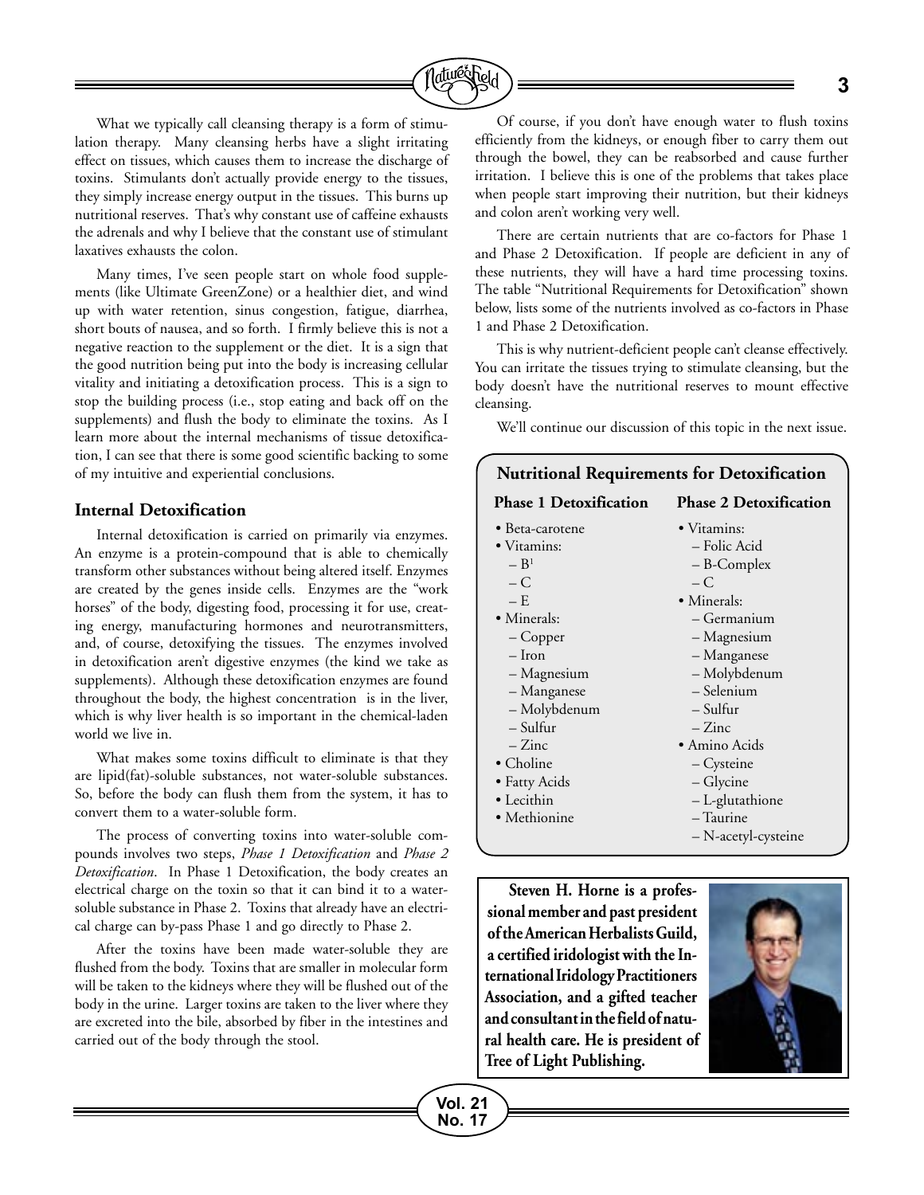What we typically call cleansing therapy is a form of stimulation therapy. Many cleansing herbs have a slight irritating effect on tissues, which causes them to increase the discharge of toxins. Stimulants don't actually provide energy to the tissues, they simply increase energy output in the tissues. This burns up nutritional reserves. That's why constant use of caffeine exhausts the adrenals and why I believe that the constant use of stimulant laxatives exhausts the colon.

Many times, I've seen people start on whole food supplements (like Ultimate GreenZone) or a healthier diet, and wind up with water retention, sinus congestion, fatigue, diarrhea, short bouts of nausea, and so forth. I firmly believe this is not a negative reaction to the supplement or the diet. It is a sign that the good nutrition being put into the body is increasing cellular vitality and initiating a detoxification process. This is a sign to stop the building process (i.e., stop eating and back off on the supplements) and flush the body to eliminate the toxins. As I learn more about the internal mechanisms of tissue detoxification, I can see that there is some good scientific backing to some of my intuitive and experiential conclusions.

## Internal Detoxification

Internal detoxification is carried on primarily via enzymes. An enzyme is a protein-compound that is able to chemically transform other substances without being altered itself. Enzymes are created by the genes inside cells. Enzymes are the "work horses" of the body, digesting food, processing it for use, creating energy, manufacturing hormones and neurotransmitters, and, of course, detoxifying the tissues. The enzymes involved in detoxification aren't digestive enzymes (the kind we take as supplements). Although these detoxification enzymes are found throughout the body, the highest concentration is in the liver, which is why liver health is so important in the chemical-laden world we live in.

What makes some toxins difficult to eliminate is that they are lipid(fat)-soluble substances, not water-soluble substances. So, before the body can flush them from the system, it has to convert them to a water-soluble form.

The process of converting toxins into water-soluble compounds involves two steps, *Phase 1 Detoxification* and *Phase 2 Detoxification*. In Phase 1 Detoxification, the body creates an electrical charge on the toxin so that it can bind it to a water-soluble substance in Phase 2. Toxins that already have an electrical charge can by-pass Phase 1 and go directly to Phase 2.

After the toxins have been made water-soluble they are flushed from the body. Toxins that are smaller in molecular form will be taken to the kidneys where they will be flushed out of the body in the urine. Larger toxins are taken to the liver where they are excreted into the bile, absorbed by fiber in the intestines and carried out of the body through the stool.

Of course, if you don't have enough water to flush toxins efficiently from the kidneys, or enough fiber to carry them out through the bowel, they can be reabsorbed and cause further irritation. I believe this is one of the problems that takes place when people start improving their nutrition, but their kidneys and colon aren't working very well.

There are certain nutrients that are co-factors for Phase 1 and Phase 2 Detoxification. If people are deficient in any of these nutrients, they will have a hard time processing toxins. The table "Nutritional Requirements for Detoxification" shown below, lists some of the nutrients involved as co-factors in Phase 1 and Phase 2 Detoxification.

This is why nutrient-deficient people can't cleanse effectively. You can irritate the tissues trying to stimulate cleansing, but the body doesn't have the nutritional reserves to mount effective cleansing.

We'll continue our discussion of this topic in the next issue.

### Nutritional Requirements for Detoxification

| Phase 1 Detoxification | Phase 2 Detoxification |
|---|---|
| • Beta-carotene | • Vitamins: |
| • Vitamins: | – Folic Acid |
| – B1 | – B-Complex |
| – C | – C |
| – E | • Minerals: |
| • Minerals: | – Germanium |
| – Copper | – Magnesium |
| – Iron | – Manganese |
| – Magnesium | – Molybdenum |
| – Manganese | – Selenium |
| – Molybdenum | – Sulfur |
| – Sulfur | – Zinc |
| – Zinc | • Amino Acids |
| • Choline | – Cysteine |
| • Fatty Acids | – Glycine |
| • Lecithin | – L-glutathione |
| • Methionine | – Taurine |
| | – N-acetyl-cysteine |

**Steven H. Horne is a professional member and past president of the American Herbalists Guild, a certified iridologist with the International Iridology Practitioners Association, and a gifted teacher and consultant in the field of natural health care. He is president of Tree of Light Publishing.**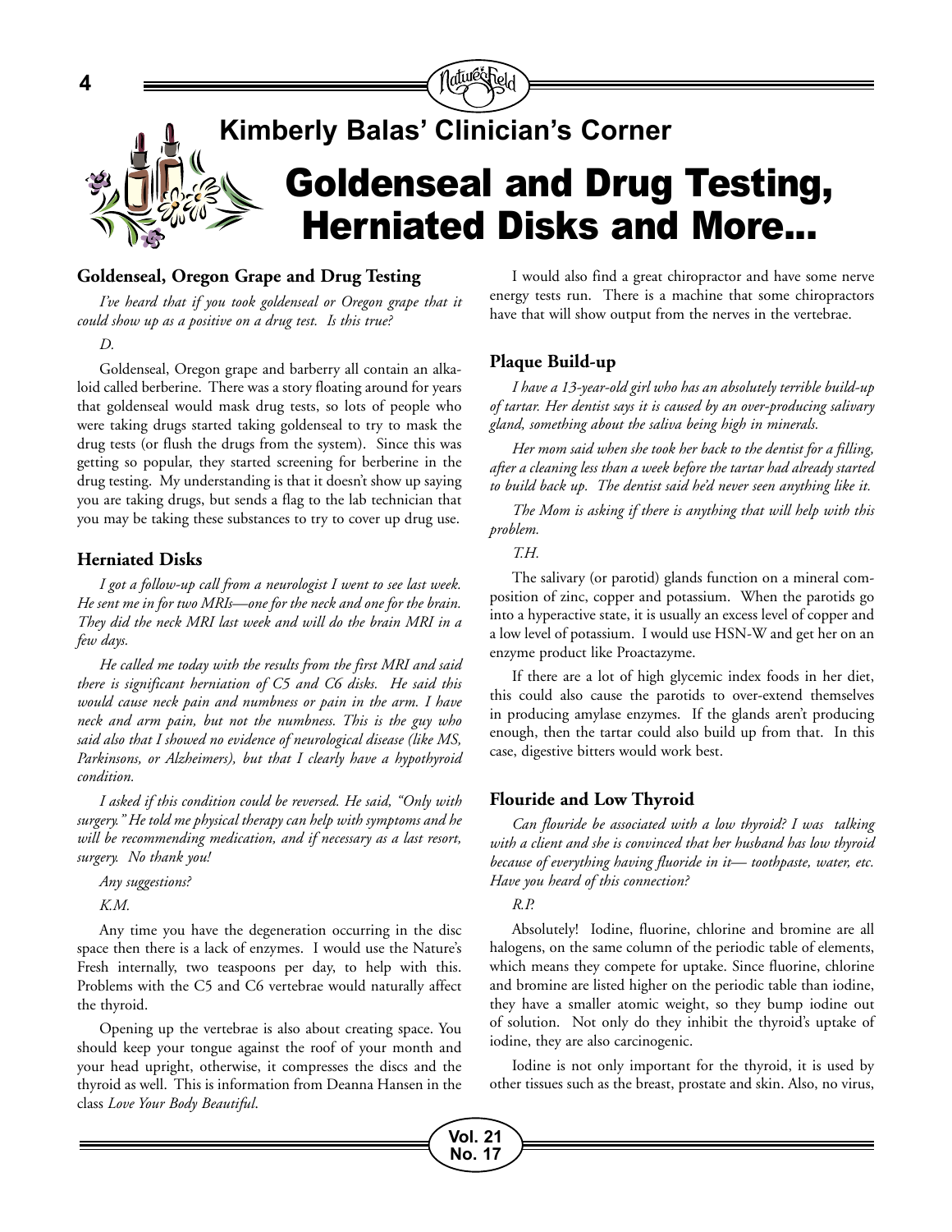## Kimberly Balas' Clinician's Corner

# Goldenseal and Drug Testing, Herniated Disks and More...

### Goldenseal, Oregon Grape and Drug Testing

*I've heard that if you took goldenseal or Oregon grape that it could show up as a positive on a drug test. Is this true?*

*D.*

Goldenseal, Oregon grape and barberry all contain an alkaloid called berberine. There was a story floating around for years that goldenseal would mask drug tests, so lots of people who were taking drugs started taking goldenseal to try to mask the drug tests (or flush the drugs from the system). Since this was getting so popular, they started screening for berberine in the drug testing. My understanding is that it doesn't show up saying you are taking drugs, but sends a flag to the lab technician that you may be taking these substances to try to cover up drug use.

### Herniated Disks

*I got a follow-up call from a neurologist I went to see last week. He sent me in for two MRIs—one for the neck and one for the brain. They did the neck MRI last week and will do the brain MRI in a few days.*

*He called me today with the results from the first MRI and said there is significant herniation of C5 and C6 disks. He said this would cause neck pain and numbness or pain in the arm. I have neck and arm pain, but not the numbness. This is the guy who said also that I showed no evidence of neurological disease (like MS, Parkinsons, or Alzheimers), but that I clearly have a hypothyroid condition.*

*I asked if this condition could be reversed. He said, "Only with surgery." He told me physical therapy can help with symptoms and he will be recommending medication, and if necessary as a last resort, surgery. No thank you!*

*Any suggestions?*

*K.M.*

Any time you have the degeneration occurring in the disc space then there is a lack of enzymes. I would use the Nature's Fresh internally, two teaspoons per day, to help with this. Problems with the C5 and C6 vertebrae would naturally affect the thyroid.

Opening up the vertebrae is also about creating space. You should keep your tongue against the roof of your month and your head upright, otherwise, it compresses the discs and the thyroid as well. This is information from Deanna Hansen in the class *Love Your Body Beautiful*.

I would also find a great chiropractor and have some nerve energy tests run. There is a machine that some chiropractors have that will show output from the nerves in the vertebrae.

### Plaque Build-up

*I have a 13-year-old girl who has an absolutely terrible build-up of tartar. Her dentist says it is caused by an over-producing salivary gland, something about the saliva being high in minerals.*

*Her mom said when she took her back to the dentist for a filling, after a cleaning less than a week before the tartar had already started to build back up. The dentist said he'd never seen anything like it.*

*The Mom is asking if there is anything that will help with this problem.*

*T.H.*

The salivary (or parotid) glands function on a mineral composition of zinc, copper and potassium. When the parotids go into a hyperactive state, it is usually an excess level of copper and a low level of potassium. I would use HSN-W and get her on an enzyme product like Proactazyme.

If there are a lot of high glycemic index foods in her diet, this could also cause the parotids to over-extend themselves in producing amylase enzymes. If the glands aren't producing enough, then the tartar could also build up from that. In this case, digestive bitters would work best.

### Flouride and Low Thyroid

*Can flouride be associated with a low thyroid? I was talking with a client and she is convinced that her husband has low thyroid because of everything having fluoride in it— toothpaste, water, etc. Have you heard of this connection?*

*R.P.*

Absolutely! Iodine, fluorine, chlorine and bromine are all halogens, on the same column of the periodic table of elements, which means they compete for uptake. Since fluorine, chlorine and bromine are listed higher on the periodic table than iodine, they have a smaller atomic weight, so they bump iodine out of solution. Not only do they inhibit the thyroid's uptake of iodine, they are also carcinogenic.

Iodine is not only important for the thyroid, it is used by other tissues such as the breast, prostate and skin. Also, no virus,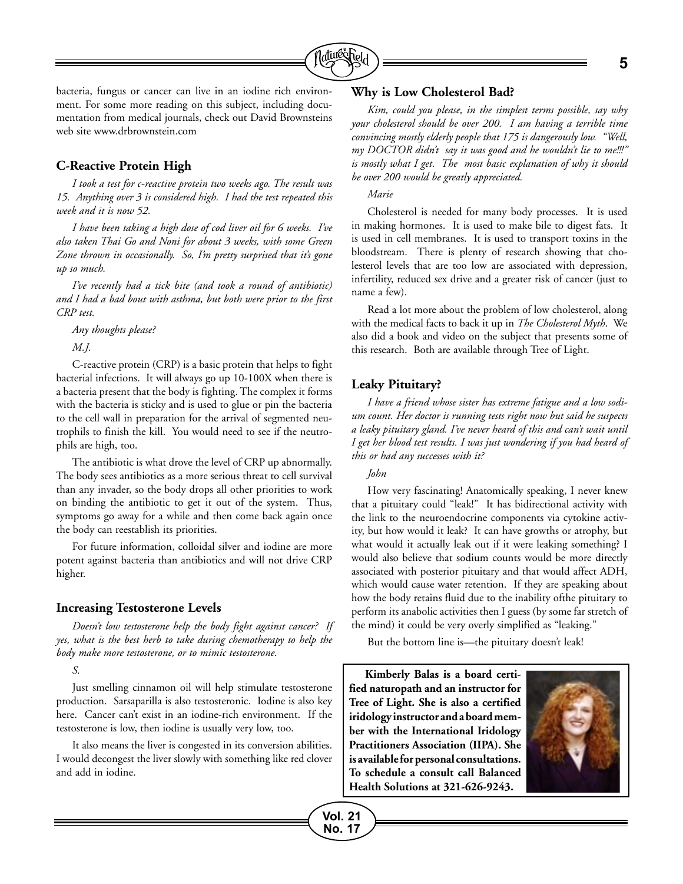bacteria, fungus or cancer can live in an iodine rich environment. For some more reading on this subject, including documentation from medical journals, check out David Brownsteins web site www.drbrownstein.com

### C-Reactive Protein High

*I took a test for c-reactive protein two weeks ago. The result was 15. Anything over 3 is considered high. I had the test repeated this week and it is now 52.*

*I have been taking a high dose of cod liver oil for 6 weeks. I've also taken Thai Go and Noni for about 3 weeks, with some Green Zone thrown in occasionally. So, I'm pretty surprised that it's gone up so much.*

*I've recently had a tick bite (and took a round of antibiotic) and I had a bad bout with asthma, but both were prior to the first CRP test.*

*Any thoughts please?*

*M.J.*

C-reactive protein (CRP) is a basic protein that helps to fight bacterial infections. It will always go up 10-100X when there is a bacteria present that the body is fighting. The complex it forms with the bacteria is sticky and is used to glue or pin the bacteria to the cell wall in preparation for the arrival of segmented neutrophils to finish the kill. You would need to see if the neutrophils are high, too.

The antibiotic is what drove the level of CRP up abnormally. The body sees antibiotics as a more serious threat to cell survival than any invader, so the body drops all other priorities to work on binding the antibiotic to get it out of the system. Thus, symptoms go away for a while and then come back again once the body can reestablish its priorities.

For future information, colloidal silver and iodine are more potent against bacteria than antibiotics and will not drive CRP higher.

### Increasing Testosterone Levels

*Doesn't low testosterone help the body fight against cancer? If yes, what is the best herb to take during chemotherapy to help the body make more testosterone, or to mimic testosterone.*

*S.*

Just smelling cinnamon oil will help stimulate testosterone production. Sarsaparilla is also testosteronic. Iodine is also key here. Cancer can't exist in an iodine-rich environment. If the testosterone is low, then iodine is usually very low, too.

It also means the liver is congested in its conversion abilities. I would decongest the liver slowly with something like red clover and add in iodine.

### Why is Low Cholesterol Bad?

*Kim, could you please, in the simplest terms possible, say why your cholesterol should be over 200. I am having a terrible time convincing mostly elderly people that 175 is dangerously low. "Well, my DOCTOR didn't say it was good and he wouldn't lie to me!!!" is mostly what I get. The most basic explanation of why it should be over 200 would be greatly appreciated.*

*Marie*

Cholesterol is needed for many body processes. It is used in making hormones. It is used to make bile to digest fats. It is used in cell membranes. It is used to transport toxins in the bloodstream. There is plenty of research showing that cholesterol levels that are too low are associated with depression, infertility, reduced sex drive and a greater risk of cancer (just to name a few).

Read a lot more about the problem of low cholesterol, along with the medical facts to back it up in *The Cholesterol Myth*. We also did a book and video on the subject that presents some of this research. Both are available through Tree of Light.

### Leaky Pituitary?

*I have a friend whose sister has extreme fatigue and a low sodium count. Her doctor is running tests right now but said he suspects a leaky pituitary gland. I've never heard of this and can't wait until I get her blood test results. I was just wondering if you had heard of this or had any successes with it?*

*John*

How very fascinating! Anatomically speaking, I never knew that a pituitary could "leak!" It has bidirectional activity with the link to the neuroendocrine components via cytokine activity, but how would it leak? It can have growths or atrophy, but what would it actually leak out if it were leaking something? I would also believe that sodium counts would be more directly associated with posterior pituitary and that would affect ADH, which would cause water retention. If they are speaking about how the body retains fluid due to the inability ofthe pituitary to perform its anabolic activities then I guess (by some far stretch of the mind) it could be very overly simplified as "leaking."

But the bottom line is—the pituitary doesn't leak!

**Kimberly Balas is a board certified naturopath and an instructor for Tree of Light. She is also a certified iridology instructor and a board member with the International Iridology Practitioners Association (IIPA). She is available for personal consultations. To schedule a consult call Balanced Health Solutions at 321-626-9243.**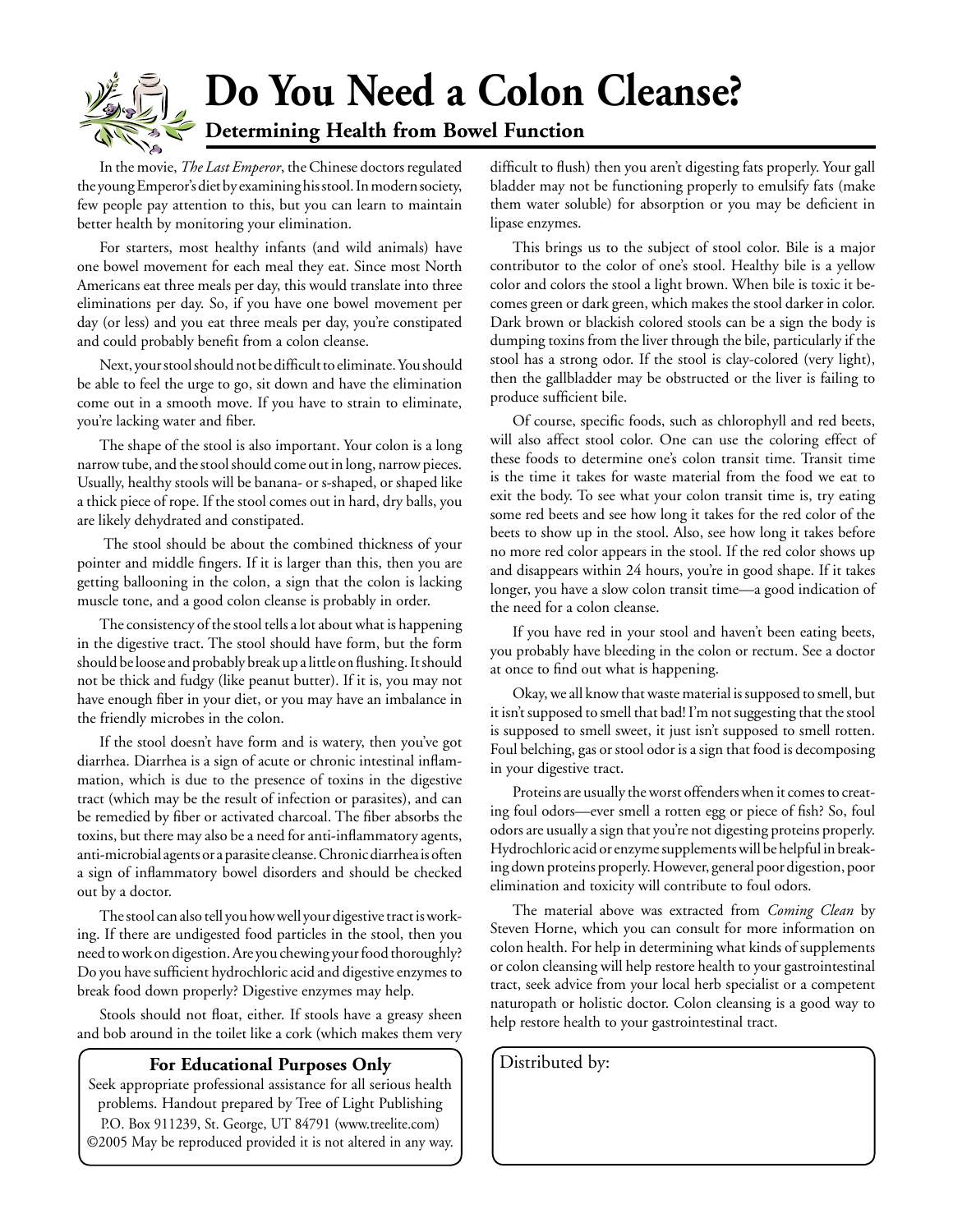# Do You Need a Colon Cleanse?

## Determining Health from Bowel Function

In the movie, *The Last Emperor*, the Chinese doctors regulated the young Emperor's diet by examining his stool. In modern society, few people pay attention to this, but you can learn to maintain better health by monitoring your elimination.

For starters, most healthy infants (and wild animals) have one bowel movement for each meal they eat. Since most North Americans eat three meals per day, this would translate into three eliminations per day. So, if you have one bowel movement per day (or less) and you eat three meals per day, you're constipated and could probably benefit from a colon cleanse.

Next, your stool should not be difficult to eliminate. You should be able to feel the urge to go, sit down and have the elimination come out in a smooth move. If you have to strain to eliminate, you're lacking water and fiber.

The shape of the stool is also important. Your colon is a long narrow tube, and the stool should come out in long, narrow pieces. Usually, healthy stools will be banana- or s-shaped, or shaped like a thick piece of rope. If the stool comes out in hard, dry balls, you are likely dehydrated and constipated.

The stool should be about the combined thickness of your pointer and middle fingers. If it is larger than this, then you are getting ballooning in the colon, a sign that the colon is lacking muscle tone, and a good colon cleanse is probably in order.

The consistency of the stool tells a lot about what is happening in the digestive tract. The stool should have form, but the form should be loose and probably break up a little on flushing. It should not be thick and fudgy (like peanut butter). If it is, you may not have enough fiber in your diet, or you may have an imbalance in the friendly microbes in the colon.

If the stool doesn't have form and is watery, then you've got diarrhea. Diarrhea is a sign of acute or chronic intestinal inflammation, which is due to the presence of toxins in the digestive tract (which may be the result of infection or parasites), and can be remedied by fiber or activated charcoal. The fiber absorbs the toxins, but there may also be a need for anti-inflammatory agents, anti-microbial agents or a parasite cleanse. Chronic diarrhea is often a sign of inflammatory bowel disorders and should be checked out by a doctor.

The stool can also tell you how well your digestive tract is working. If there are undigested food particles in the stool, then you need to work on digestion. Are you chewing your food thoroughly? Do you have sufficient hydrochloric acid and digestive enzymes to break food down properly? Digestive enzymes may help.

Stools should not float, either. If stools have a greasy sheen and bob around in the toilet like a cork (which makes them very difficult to flush) then you aren't digesting fats properly. Your gall bladder may not be functioning properly to emulsify fats (make them water soluble) for absorption or you may be deficient in lipase enzymes.

This brings us to the subject of stool color. Bile is a major contributor to the color of one's stool. Healthy bile is a yellow color and colors the stool a light brown. When bile is toxic it becomes green or dark green, which makes the stool darker in color. Dark brown or blackish colored stools can be a sign the body is dumping toxins from the liver through the bile, particularly if the stool has a strong odor. If the stool is clay-colored (very light), then the gallbladder may be obstructed or the liver is failing to produce sufficient bile.

Of course, specific foods, such as chlorophyll and red beets, will also affect stool color. One can use the coloring effect of these foods to determine one's colon transit time. Transit time is the time it takes for waste material from the food we eat to exit the body. To see what your colon transit time is, try eating some red beets and see how long it takes for the red color of the beets to show up in the stool. Also, see how long it takes before no more red color appears in the stool. If the red color shows up and disappears within 24 hours, you're in good shape. If it takes longer, you have a slow colon transit time—a good indication of the need for a colon cleanse.

If you have red in your stool and haven't been eating beets, you probably have bleeding in the colon or rectum. See a doctor at once to find out what is happening.

Okay, we all know that waste material is supposed to smell, but it isn't supposed to smell that bad! I'm not suggesting that the stool is supposed to smell sweet, it just isn't supposed to smell rotten. Foul belching, gas or stool odor is a sign that food is decomposing in your digestive tract.

Proteins are usually the worst offenders when it comes to creating foul odors—ever smell a rotten egg or piece of fish? So, foul odors are usually a sign that you're not digesting proteins properly. Hydrochloric acid or enzyme supplements will be helpful in breaking down proteins properly. However, general poor digestion, poor elimination and toxicity will contribute to foul odors.

The material above was extracted from *Coming Clean* by Steven Horne, which you can consult for more information on colon health. For help in determining what kinds of supplements or colon cleansing will help restore health to your gastrointestinal tract, seek advice from your local herb specialist or a competent naturopath or holistic doctor. Colon cleansing is a good way to help restore health to your gastrointestinal tract.

**For Educational Purposes Only**

Seek appropriate professional assistance for all serious health problems. Handout prepared by Tree of Light Publishing P.O. Box 911239, St. George, UT 84791 (www.treelite.com) ©2005 May be reproduced provided it is not altered in any way.

Distributed by: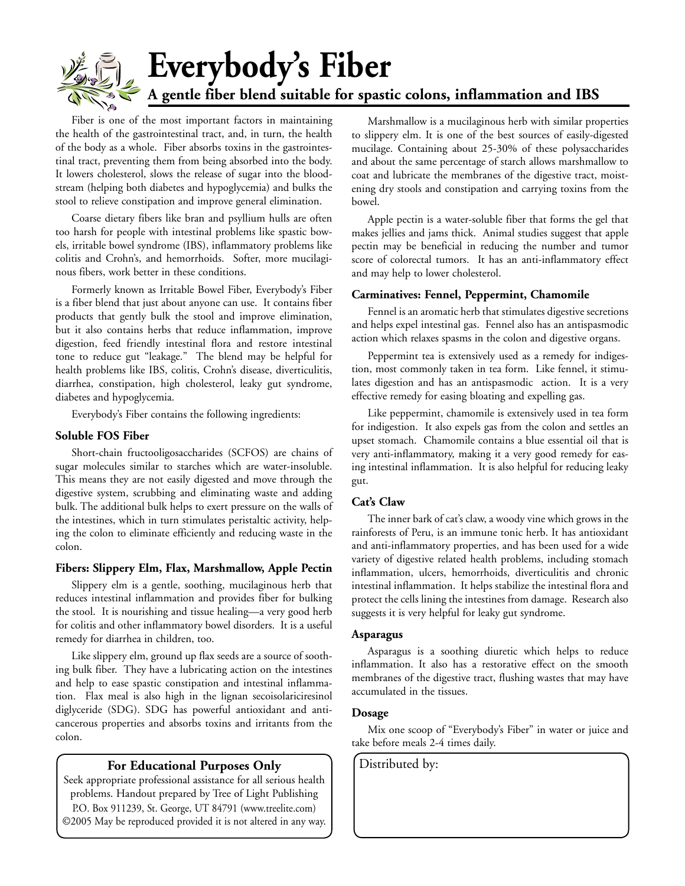# Everybody's Fiber

## A gentle fiber blend suitable for spastic colons, inflammation and IBS

Fiber is one of the most important factors in maintaining the health of the gastrointestinal tract, and, in turn, the health of the body as a whole. Fiber absorbs toxins in the gastrointestinal tract, preventing them from being absorbed into the body. It lowers cholesterol, slows the release of sugar into the bloodstream (helping both diabetes and hypoglycemia) and bulks the stool to relieve constipation and improve general elimination.

Coarse dietary fibers like bran and psyllium hulls are often too harsh for people with intestinal problems like spastic bowels, irritable bowel syndrome (IBS), inflammatory problems like colitis and Crohn's, and hemorrhoids. Softer, more mucilaginous fibers, work better in these conditions.

Formerly known as Irritable Bowel Fiber, Everybody's Fiber is a fiber blend that just about anyone can use. It contains fiber products that gently bulk the stool and improve elimination, but it also contains herbs that reduce inflammation, improve digestion, feed friendly intestinal flora and restore intestinal tone to reduce gut "leakage." The blend may be helpful for health problems like IBS, colitis, Crohn's disease, diverticulitis, diarrhea, constipation, high cholesterol, leaky gut syndrome, diabetes and hypoglycemia.

Everybody's Fiber contains the following ingredients:

### Soluble FOS Fiber

Short-chain fructooligosaccharides (SCFOS) are chains of sugar molecules similar to starches which are water-insoluble. This means they are not easily digested and move through the digestive system, scrubbing and eliminating waste and adding bulk. The additional bulk helps to exert pressure on the walls of the intestines, which in turn stimulates peristaltic activity, helping the colon to eliminate efficiently and reducing waste in the colon.

### Fibers: Slippery Elm, Flax, Marshmallow, Apple Pectin

Slippery elm is a gentle, soothing, mucilaginous herb that reduces intestinal inflammation and provides fiber for bulking the stool. It is nourishing and tissue healing—a very good herb for colitis and other inflammatory bowel disorders. It is a useful remedy for diarrhea in children, too.

Like slippery elm, ground up flax seeds are a source of soothing bulk fiber. They have a lubricating action on the intestines and help to ease spastic constipation and intestinal inflammation. Flax meal is also high in the lignan secoisolariciresinol diglyceride (SDG). SDG has powerful antioxidant and anticancerous properties and absorbs toxins and irritants from the colon.

Marshmallow is a mucilaginous herb with similar properties to slippery elm. It is one of the best sources of easily-digested mucilage. Containing about 25-30% of these polysaccharides and about the same percentage of starch allows marshmallow to coat and lubricate the membranes of the digestive tract, moistening dry stools and constipation and carrying toxins from the bowel.

Apple pectin is a water-soluble fiber that forms the gel that makes jellies and jams thick. Animal studies suggest that apple pectin may be beneficial in reducing the number and tumor score of colorectal tumors. It has an anti-inflammatory effect and may help to lower cholesterol.

### Carminatives: Fennel, Peppermint, Chamomile

Fennel is an aromatic herb that stimulates digestive secretions and helps expel intestinal gas. Fennel also has an antispasmodic action which relaxes spasms in the colon and digestive organs.

Peppermint tea is extensively used as a remedy for indigestion, most commonly taken in tea form. Like fennel, it stimulates digestion and has an antispasmodic action. It is a very effective remedy for easing bloating and expelling gas.

Like peppermint, chamomile is extensively used in tea form for indigestion. It also expels gas from the colon and settles an upset stomach. Chamomile contains a blue essential oil that is very anti-inflammatory, making it a very good remedy for easing intestinal inflammation. It is also helpful for reducing leaky gut.

### Cat's Claw

The inner bark of cat's claw, a woody vine which grows in the rainforests of Peru, is an immune tonic herb. It has antioxidant and anti-inflammatory properties, and has been used for a wide variety of digestive related health problems, including stomach inflammation, ulcers, hemorrhoids, diverticulitis and chronic intestinal inflammation. It helps stabilize the intestinal flora and protect the cells lining the intestines from damage. Research also suggests it is very helpful for leaky gut syndrome.

### Asparagus

Asparagus is a soothing diuretic which helps to reduce inflammation. It also has a restorative effect on the smooth membranes of the digestive tract, flushing wastes that may have accumulated in the tissues.

### Dosage

Mix one scoop of "Everybody's Fiber" in water or juice and take before meals 2-4 times daily.

**For Educational Purposes Only**

Seek appropriate professional assistance for all serious health problems. Handout prepared by Tree of Light Publishing P.O. Box 911239, St. George, UT 84791 (www.treelite.com) ©2005 May be reproduced provided it is not altered in any way.

Distributed by: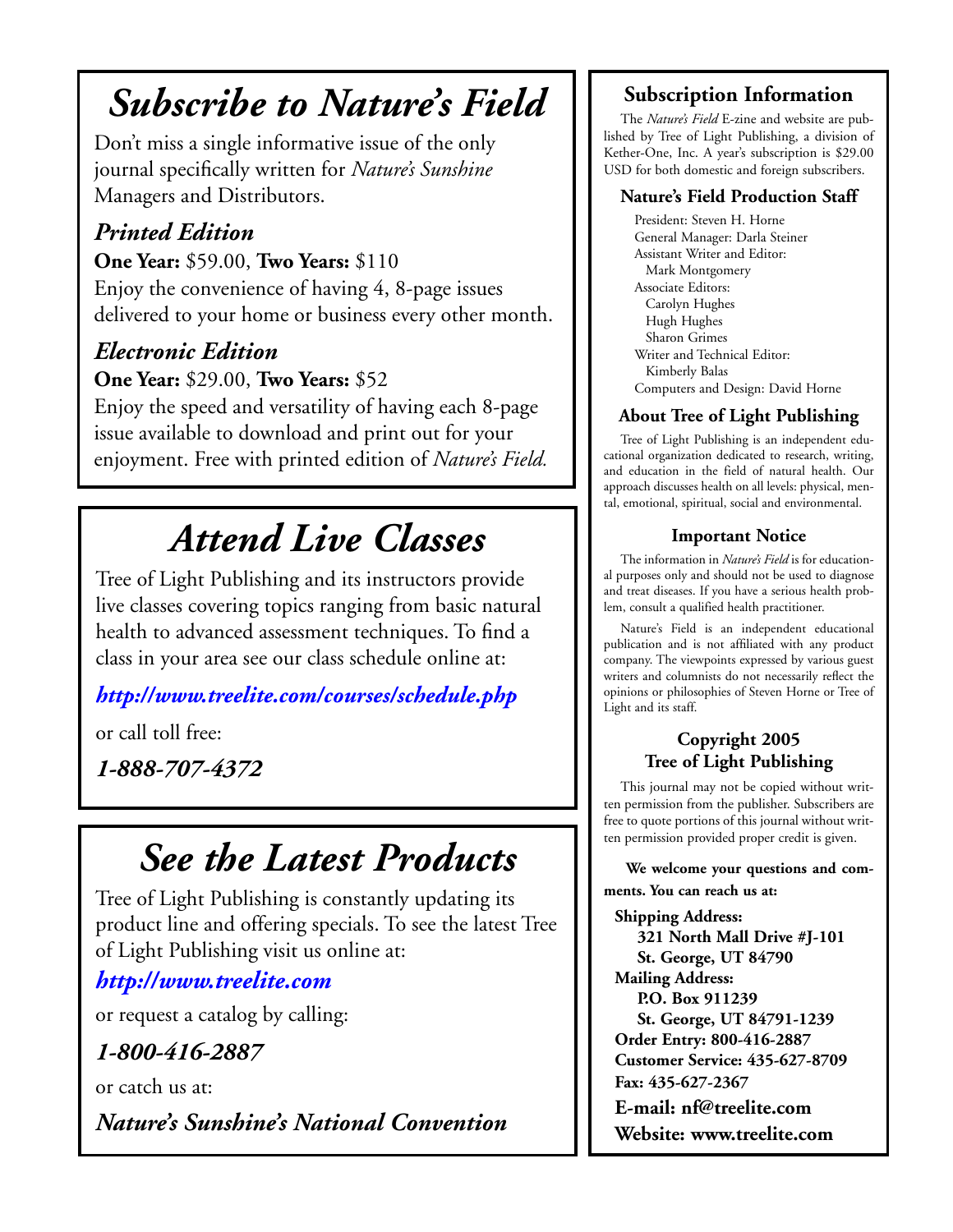# *Subscribe to Nature's Field*

Don't miss a single informative issue of the only journal specifically written for *Nature's Sunshine* Managers and Distributors.

### *Printed Edition*

**One Year:** $59.00, **Two Years:** $110

Enjoy the convenience of having 4, 8-page issues delivered to your home or business every other month.

### *Electronic Edition*

**One Year:** $29.00, **Two Years:** $52

Enjoy the speed and versatility of having each 8-page issue available to download and print out for your enjoyment. Free with printed edition of *Nature's Field.*

# *Attend Live Classes*

Tree of Light Publishing and its instructors provide live classes covering topics ranging from basic natural health to advanced assessment techniques. To find a class in your area see our class schedule online at:

***http://www.treelite.com/courses/schedule.php***

or call toll free:

***1-888-707-4372***

# *See the Latest Products*

Tree of Light Publishing is constantly updating its product line and offering specials. To see the latest Tree of Light Publishing visit us online at:

***http://www.treelite.com***

or request a catalog by calling:

***1-800-416-2887***

or catch us at:

***Nature's Sunshine's National Convention***

## Subscription Information

The *Nature's Field* E-zine and website are published by Tree of Light Publishing, a division of Kether-One, Inc. A year's subscription is $29.00 USD for both domestic and foreign subscribers.

### Nature's Field Production Staff

President: Steven H. Horne
General Manager: Darla Steiner
Assistant Writer and Editor:
Mark Montgomery
Associate Editors:
Carolyn Hughes
Hugh Hughes
Sharon Grimes
Writer and Technical Editor:
Kimberly Balas
Computers and Design: David Horne

### About Tree of Light Publishing

Tree of Light Publishing is an independent educational organization dedicated to research, writing, and education in the field of natural health. Our approach discusses health on all levels: physical, mental, emotional, spiritual, social and environmental.

### Important Notice

The information in *Nature's Field* is for educational purposes only and should not be used to diagnose and treat diseases. If you have a serious health problem, consult a qualified health practitioner.

Nature's Field is an independent educational publication and is not affiliated with any product company. The viewpoints expressed by various guest writers and columnists do not necessarily reflect the opinions or philosophies of Steven Horne or Tree of Light and its staff.

### Copyright 2005 Tree of Light Publishing

This journal may not be copied without written permission from the publisher. Subscribers are free to quote portions of this journal without written permission provided proper credit is given.

**We welcome your questions and comments. You can reach us at:**

**Shipping Address:**
**321 North Mall Drive #J-101**
**St. George, UT 84790**
**Mailing Address:**
**P.O. Box 911239**
**St. George, UT 84791-1239**
**Order Entry: 800-416-2887**
**Customer Service: 435-627-8709**
**Fax: 435-627-2367**
**E-mail: nf@treelite.com**
**Website: www.treelite.com**